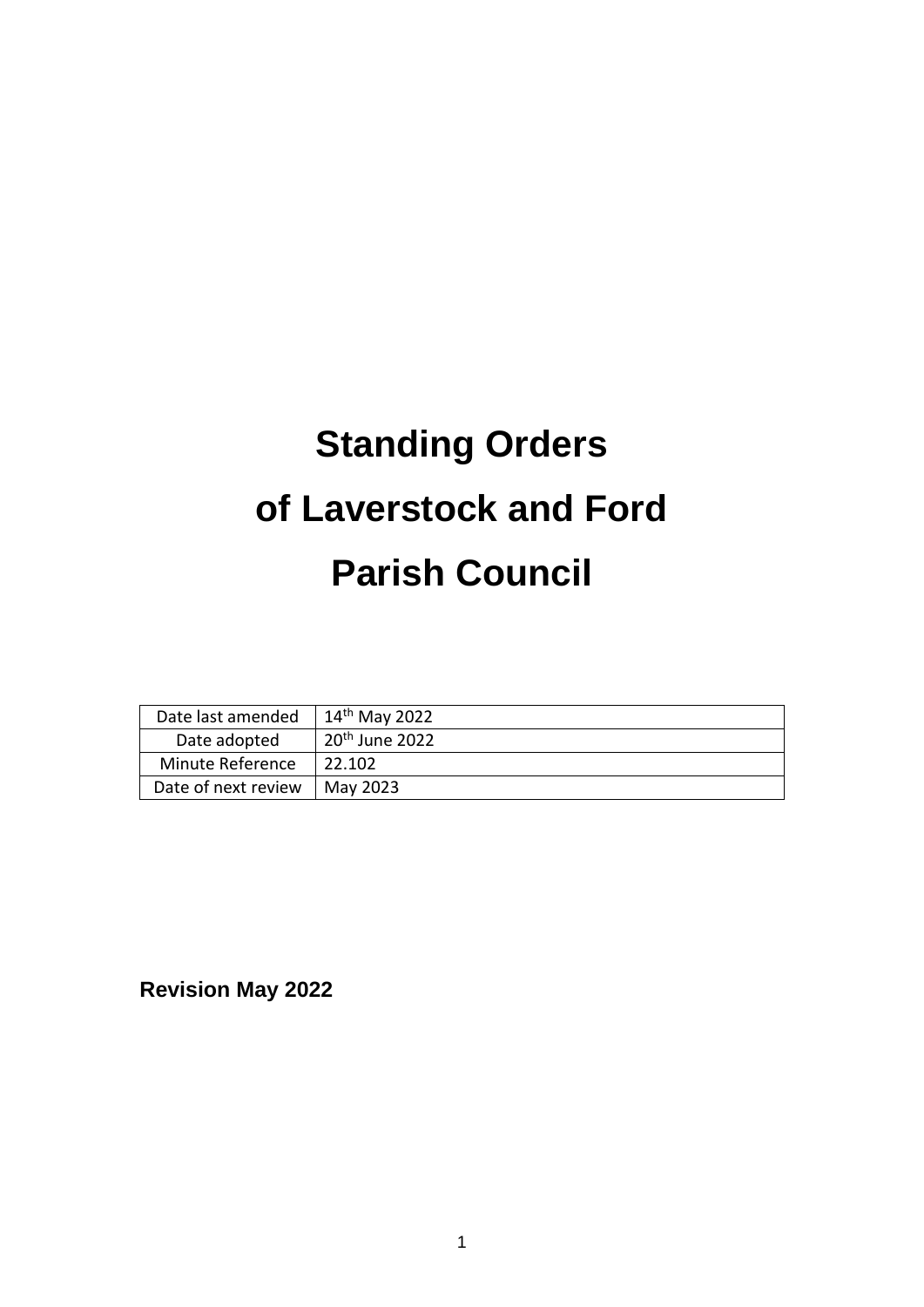# Standing Orders of Laverstock and Ford Parish Council

| Date last amended | 14th May 2022 |
|---|---|
| Date adopted | 20th June 2022 |
| Minute Reference | 22.102 |
| Date of next review | May 2023 |

**Revision May 2022**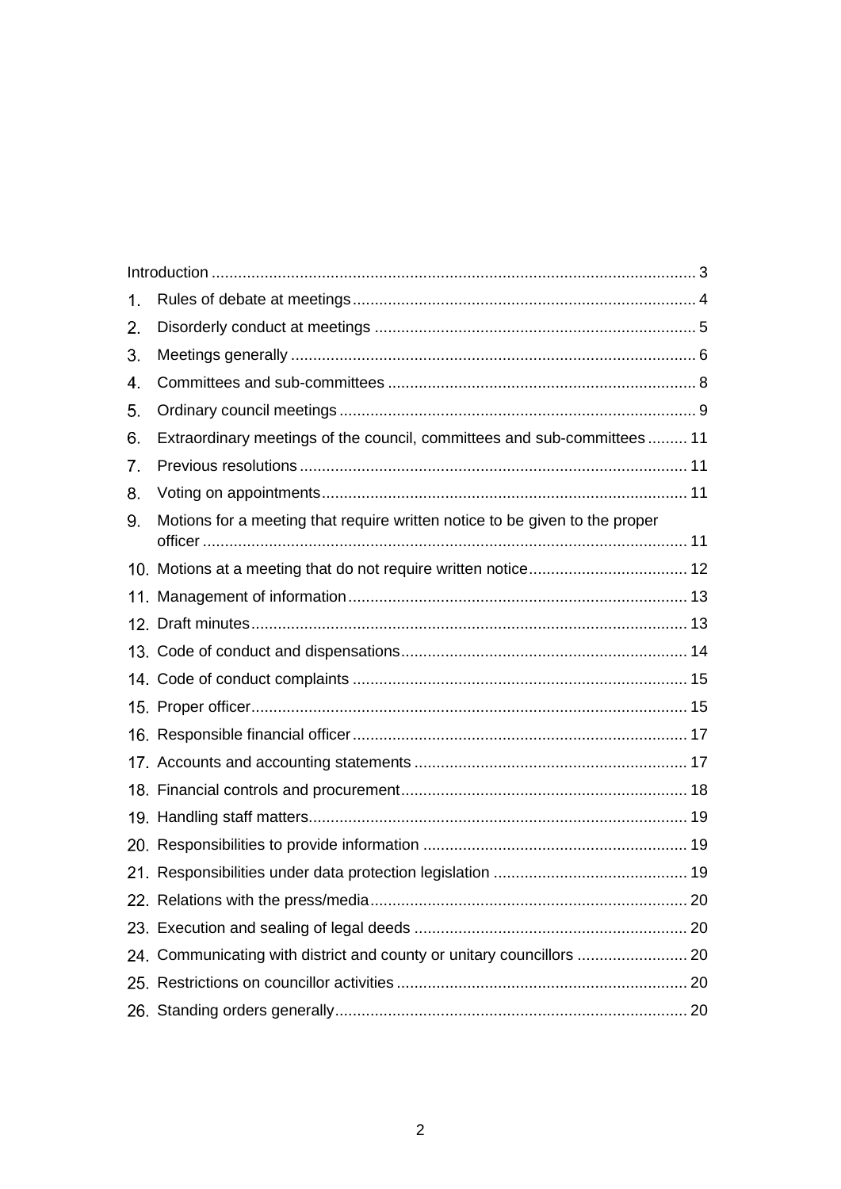Introduction ............................................................................................................. 3

1. Rules of debate at meetings ............................................................................. 4
2. Disorderly conduct at meetings ......................................................................... 5
3. Meetings generally ........................................................................................... 6
4. Committees and sub-committees ..................................................................... 8
5. Ordinary council meetings ................................................................................ 9
6. Extraordinary meetings of the council, committees and sub-committees ......... 11
7. Previous resolutions ........................................................................................ 11
8. Voting on appointments ................................................................................... 11
9. Motions for a meeting that require written notice to be given to the proper officer ............................................................................................................. 11
10. Motions at a meeting that do not require written notice .................................... 12
11. Management of information ............................................................................ 13
12. Draft minutes .................................................................................................. 13
13. Code of conduct and dispensations ................................................................. 14
14. Code of conduct complaints ............................................................................ 15
15. Proper officer .................................................................................................. 15
16. Responsible financial officer ............................................................................ 17
17. Accounts and accounting statements .............................................................. 17
18. Financial controls and procurement ................................................................. 18
19. Handling staff matters ...................................................................................... 19
20. Responsibilities to provide information ............................................................ 19
21. Responsibilities under data protection legislation ............................................ 19
22. Relations with the press/media ........................................................................ 20
23. Execution and sealing of legal deeds .............................................................. 20
24. Communicating with district and county or unitary councillors ......................... 20
25. Restrictions on councillor activities .................................................................. 20
26. Standing orders generally ................................................................................ 20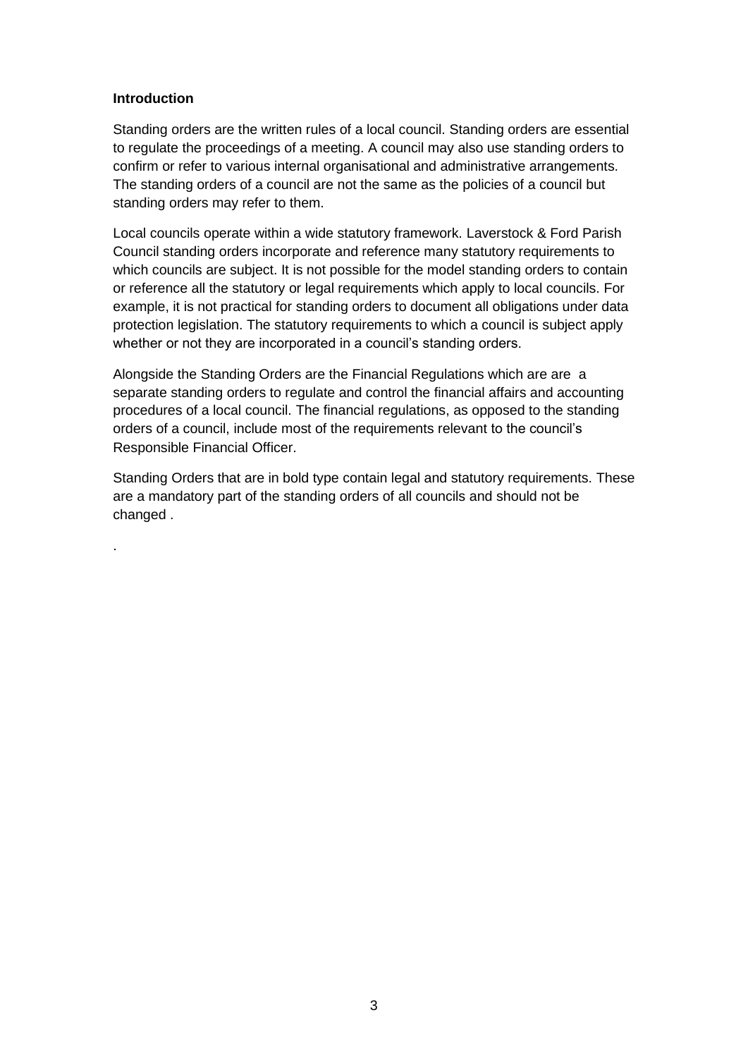**Introduction**

Standing orders are the written rules of a local council. Standing orders are essential to regulate the proceedings of a meeting. A council may also use standing orders to confirm or refer to various internal organisational and administrative arrangements. The standing orders of a council are not the same as the policies of a council but standing orders may refer to them.

Local councils operate within a wide statutory framework. Laverstock & Ford Parish Council standing orders incorporate and reference many statutory requirements to which councils are subject. It is not possible for the model standing orders to contain or reference all the statutory or legal requirements which apply to local councils. For example, it is not practical for standing orders to document all obligations under data protection legislation. The statutory requirements to which a council is subject apply whether or not they are incorporated in a council's standing orders.

Alongside the Standing Orders are the Financial Regulations which are are a separate standing orders to regulate and control the financial affairs and accounting procedures of a local council. The financial regulations, as opposed to the standing orders of a council, include most of the requirements relevant to the council's Responsible Financial Officer.

Standing Orders that are in bold type contain legal and statutory requirements. These are a mandatory part of the standing orders of all councils and should not be changed .

.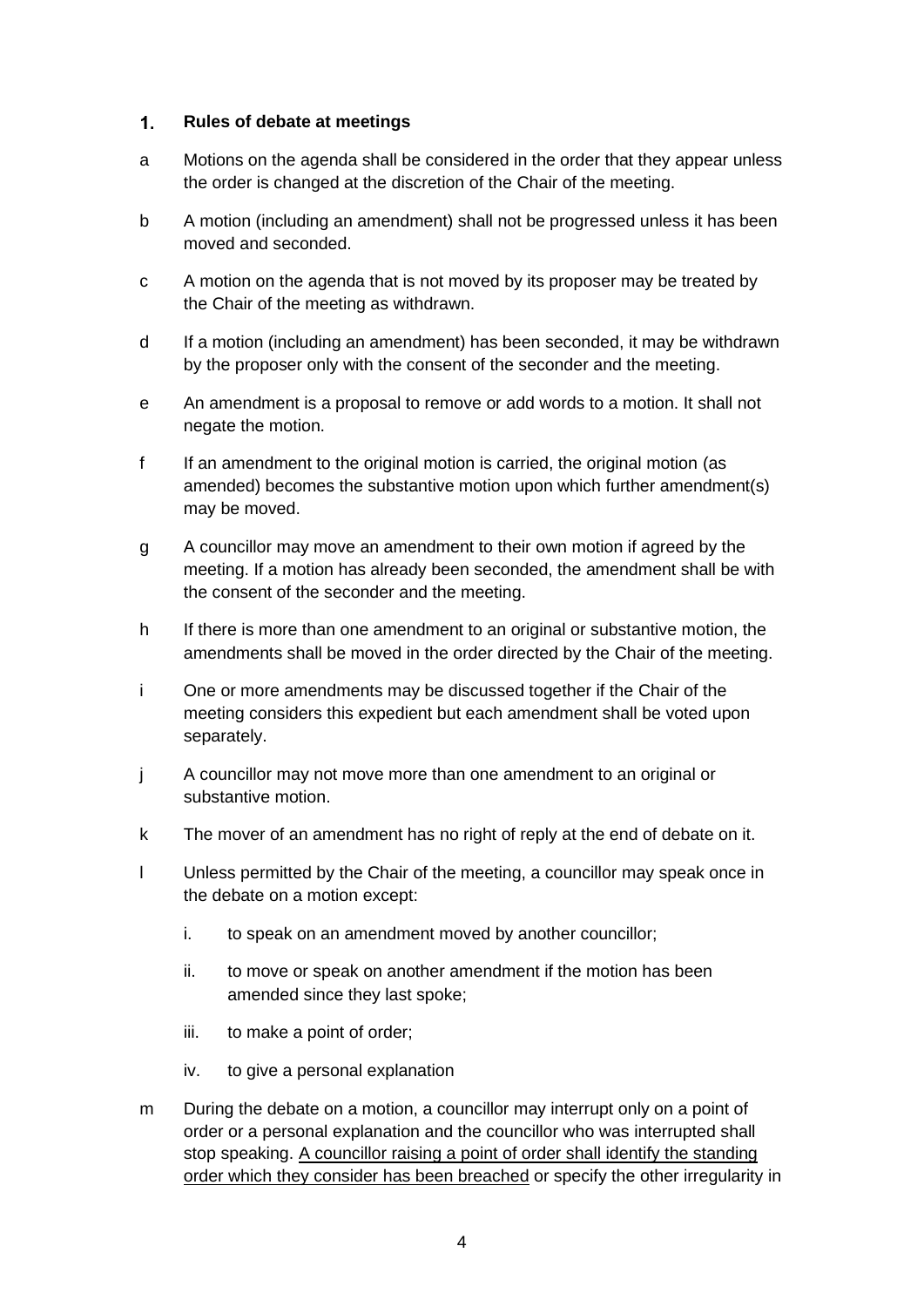## 1. Rules of debate at meetings

a Motions on the agenda shall be considered in the order that they appear unless the order is changed at the discretion of the Chair of the meeting.

b A motion (including an amendment) shall not be progressed unless it has been moved and seconded.

c A motion on the agenda that is not moved by its proposer may be treated by the Chair of the meeting as withdrawn.

d If a motion (including an amendment) has been seconded, it may be withdrawn by the proposer only with the consent of the seconder and the meeting.

e An amendment is a proposal to remove or add words to a motion. It shall not negate the motion.

f If an amendment to the original motion is carried, the original motion (as amended) becomes the substantive motion upon which further amendment(s) may be moved.

g A councillor may move an amendment to their own motion if agreed by the meeting. If a motion has already been seconded, the amendment shall be with the consent of the seconder and the meeting.

h If there is more than one amendment to an original or substantive motion, the amendments shall be moved in the order directed by the Chair of the meeting.

i One or more amendments may be discussed together if the Chair of the meeting considers this expedient but each amendment shall be voted upon separately.

j A councillor may not move more than one amendment to an original or substantive motion.

k The mover of an amendment has no right of reply at the end of debate on it.

l Unless permitted by the Chair of the meeting, a councillor may speak once in the debate on a motion except:

   i. to speak on an amendment moved by another councillor;

   ii. to move or speak on another amendment if the motion has been amended since they last spoke;

   iii. to make a point of order;

   iv. to give a personal explanation

m During the debate on a motion, a councillor may interrupt only on a point of order or a personal explanation and the councillor who was interrupted shall stop speaking. <u>A councillor raising a point of order shall identify the standing order which they consider has been breached</u> or specify the other irregularity in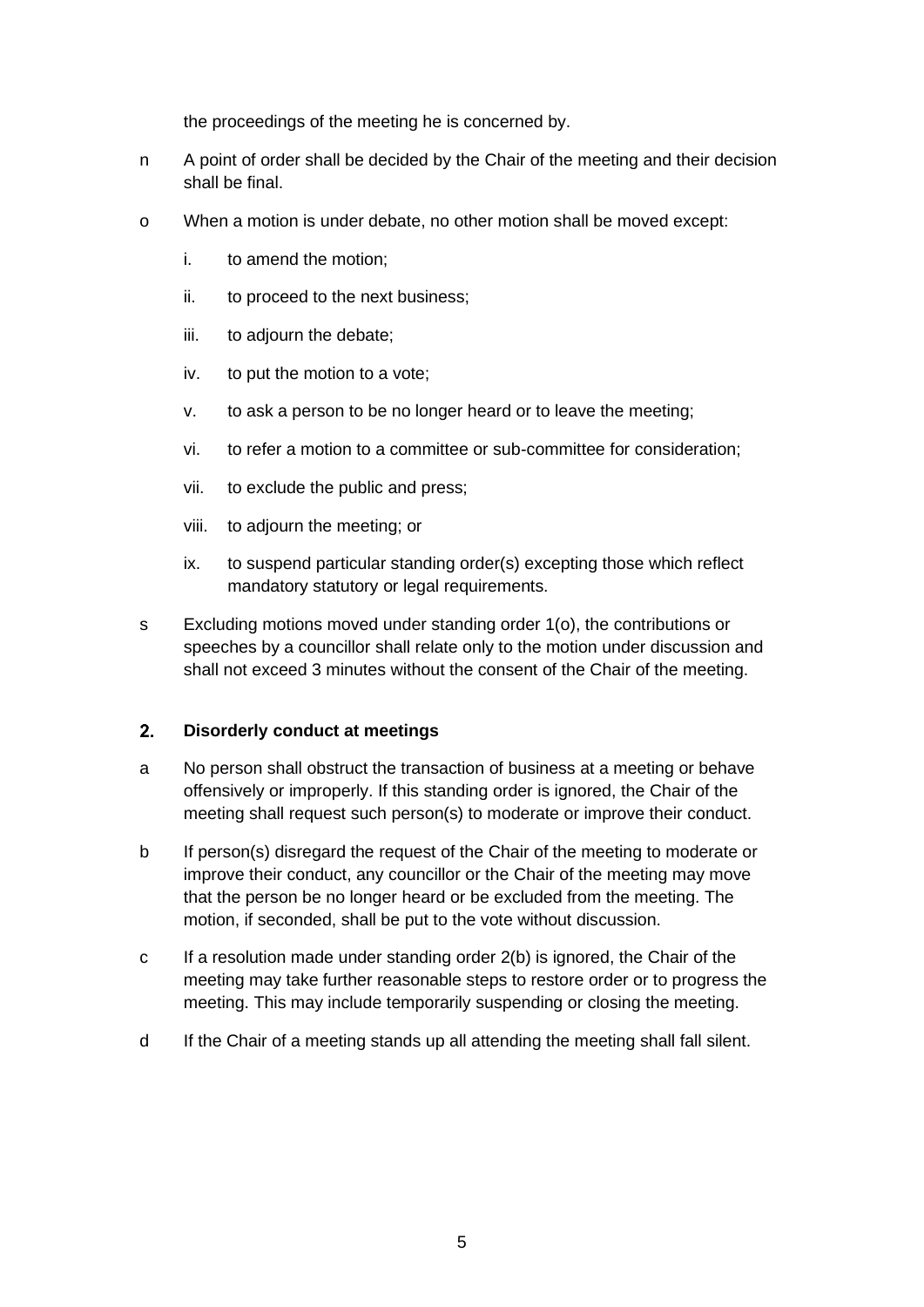the proceedings of the meeting he is concerned by.

n A point of order shall be decided by the Chair of the meeting and their decision shall be final.

o When a motion is under debate, no other motion shall be moved except:

  i. to amend the motion;

  ii. to proceed to the next business;

  iii. to adjourn the debate;

  iv. to put the motion to a vote;

  v. to ask a person to be no longer heard or to leave the meeting;

  vi. to refer a motion to a committee or sub-committee for consideration;

  vii. to exclude the public and press;

  viii. to adjourn the meeting; or

  ix. to suspend particular standing order(s) excepting those which reflect mandatory statutory or legal requirements.

s Excluding motions moved under standing order 1(o), the contributions or speeches by a councillor shall relate only to the motion under discussion and shall not exceed 3 minutes without the consent of the Chair of the meeting.

## 2. Disorderly conduct at meetings

a No person shall obstruct the transaction of business at a meeting or behave offensively or improperly. If this standing order is ignored, the Chair of the meeting shall request such person(s) to moderate or improve their conduct.

b If person(s) disregard the request of the Chair of the meeting to moderate or improve their conduct, any councillor or the Chair of the meeting may move that the person be no longer heard or be excluded from the meeting. The motion, if seconded, shall be put to the vote without discussion.

c If a resolution made under standing order 2(b) is ignored, the Chair of the meeting may take further reasonable steps to restore order or to progress the meeting. This may include temporarily suspending or closing the meeting.

d If the Chair of a meeting stands up all attending the meeting shall fall silent.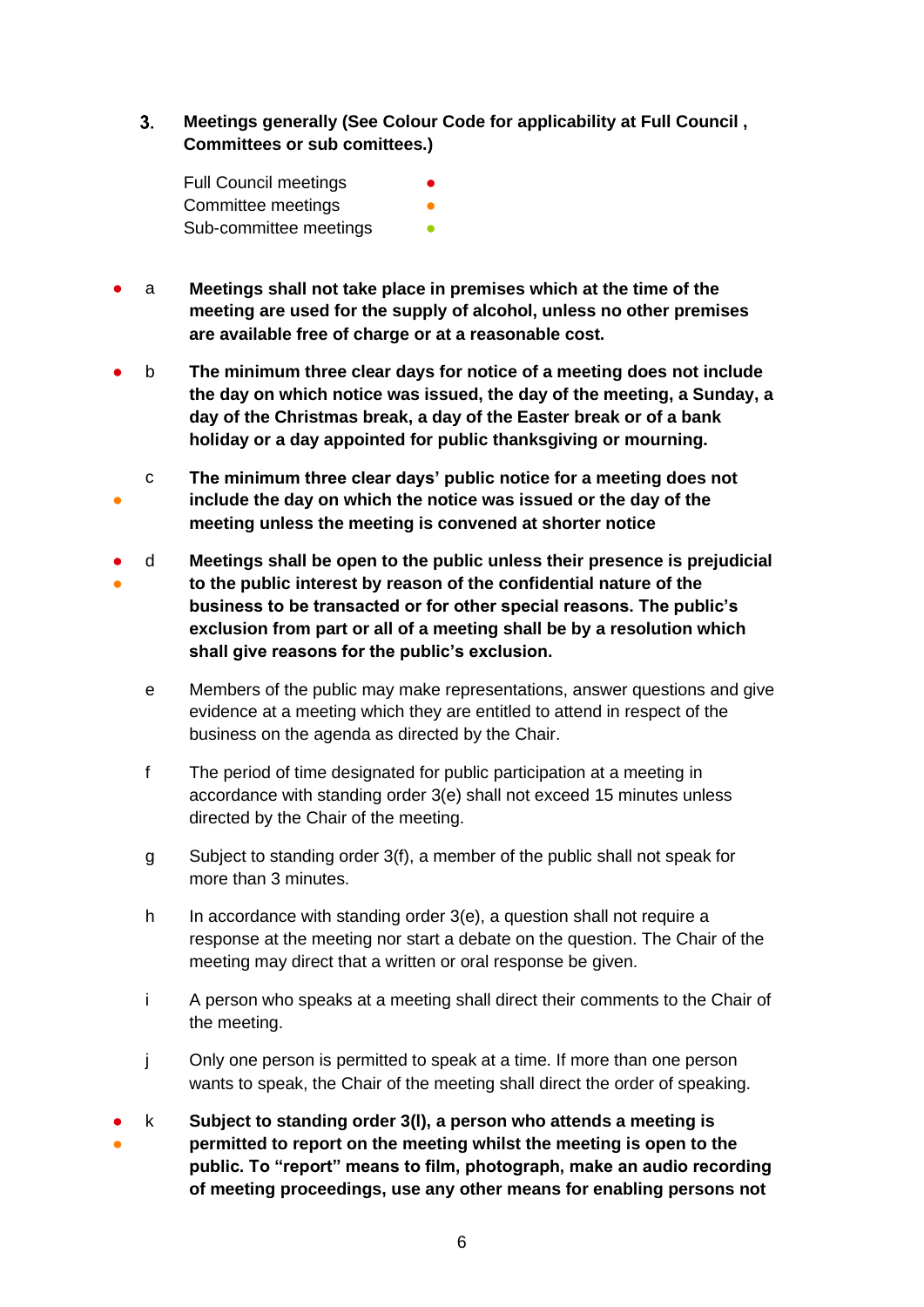### 3. Meetings generally (See Colour Code for applicability at Full Council , Committees or sub comittees.)

Full Council meetings ● (red)
Committee meetings ● (orange)
Sub-committee meetings ● (green)

● a **Meetings shall not take place in premises which at the time of the meeting are used for the supply of alcohol, unless no other premises are available free of charge or at a reasonable cost.**

● b **The minimum three clear days for notice of a meeting does not include the day on which notice was issued, the day of the meeting, a Sunday, a day of the Christmas break, a day of the Easter break or of a bank holiday or a day appointed for public thanksgiving or mourning.**

● c **The minimum three clear days' public notice for a meeting does not include the day on which the notice was issued or the day of the meeting unless the meeting is convened at shorter notice**

● ● d **Meetings shall be open to the public unless their presence is prejudicial to the public interest by reason of the confidential nature of the business to be transacted or for other special reasons. The public's exclusion from part or all of a meeting shall be by a resolution which shall give reasons for the public's exclusion.**

e Members of the public may make representations, answer questions and give evidence at a meeting which they are entitled to attend in respect of the business on the agenda as directed by the Chair.

f The period of time designated for public participation at a meeting in accordance with standing order 3(e) shall not exceed 15 minutes unless directed by the Chair of the meeting.

g Subject to standing order 3(f), a member of the public shall not speak for more than 3 minutes.

h In accordance with standing order 3(e), a question shall not require a response at the meeting nor start a debate on the question. The Chair of the meeting may direct that a written or oral response be given.

i A person who speaks at a meeting shall direct their comments to the Chair of the meeting.

j Only one person is permitted to speak at a time. If more than one person wants to speak, the Chair of the meeting shall direct the order of speaking.

● ● k **Subject to standing order 3(l), a person who attends a meeting is permitted to report on the meeting whilst the meeting is open to the public. To "report" means to film, photograph, make an audio recording of meeting proceedings, use any other means for enabling persons not**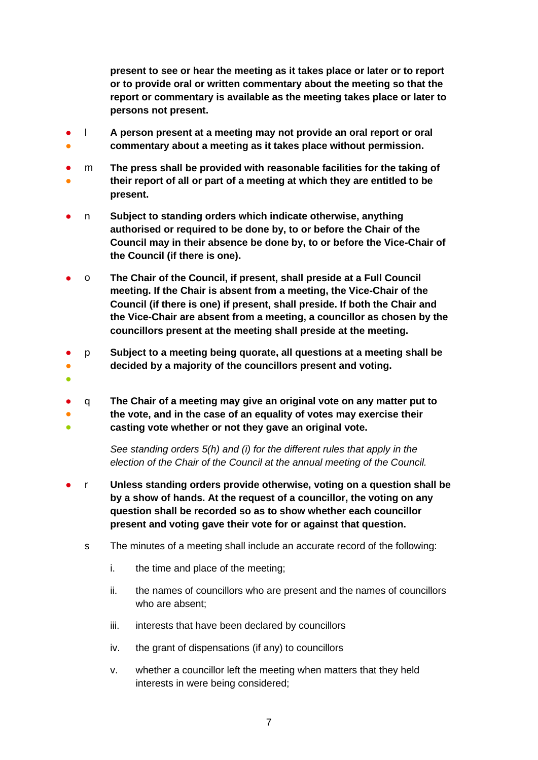**present to see or hear the meeting as it takes place or later or to report or to provide oral or written commentary about the meeting so that the report or commentary is available as the meeting takes place or later to persons not present.**

- l **A person present at a meeting may not provide an oral report or oral commentary about a meeting as it takes place without permission.**

- m **The press shall be provided with reasonable facilities for the taking of their report of all or part of a meeting at which they are entitled to be present.**

- n **Subject to standing orders which indicate otherwise, anything authorised or required to be done by, to or before the Chair of the Council may in their absence be done by, to or before the Vice-Chair of the Council (if there is one).**

- o **The Chair of the Council, if present, shall preside at a Full Council meeting. If the Chair is absent from a meeting, the Vice-Chair of the Council (if there is one) if present, shall preside. If both the Chair and the Vice-Chair are absent from a meeting, a councillor as chosen by the councillors present at the meeting shall preside at the meeting.**

- p **Subject to a meeting being quorate, all questions at a meeting shall be decided by a majority of the councillors present and voting.**

- q **The Chair of a meeting may give an original vote on any matter put to the vote, and in the case of an equality of votes may exercise their casting vote whether or not they gave an original vote.**

  *See standing orders 5(h) and (i) for the different rules that apply in the election of the Chair of the Council at the annual meeting of the Council.*

- r **Unless standing orders provide otherwise, voting on a question shall be by a show of hands. At the request of a councillor, the voting on any question shall be recorded so as to show whether each councillor present and voting gave their vote for or against that question.**

- s The minutes of a meeting shall include an accurate record of the following:

  i. the time and place of the meeting;

  ii. the names of councillors who are present and the names of councillors who are absent;

  iii. interests that have been declared by councillors

  iv. the grant of dispensations (if any) to councillors

  v. whether a councillor left the meeting when matters that they held interests in were being considered;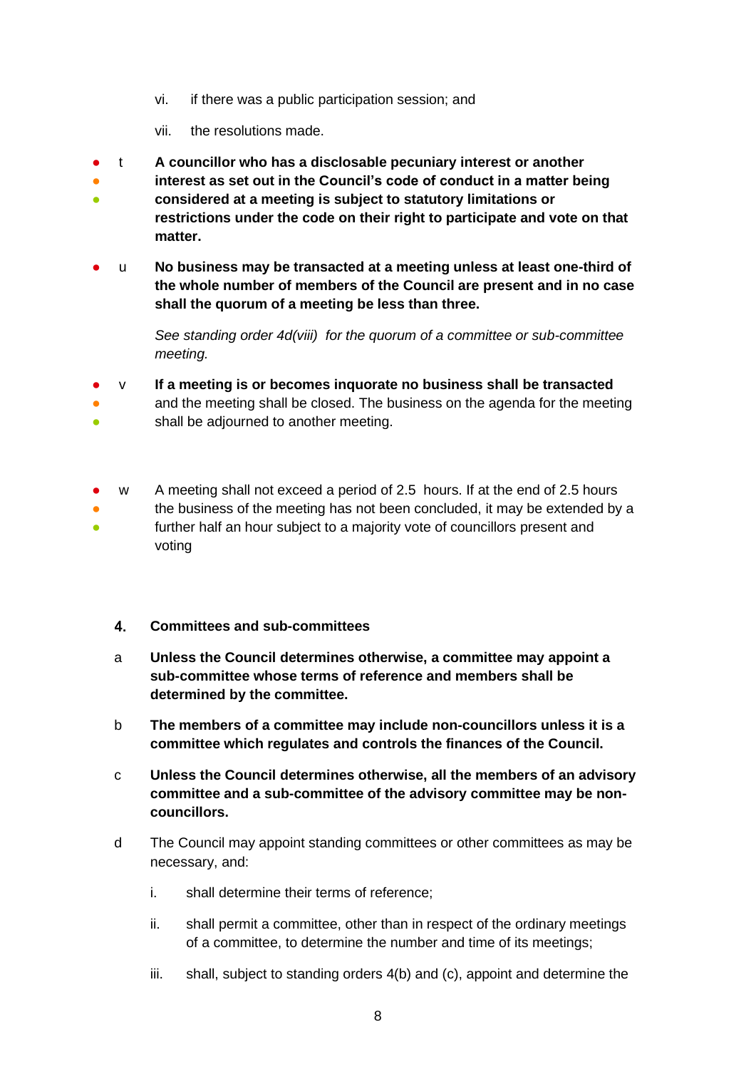vi. if there was a public participation session; and

vii. the resolutions made.

t **A councillor who has a disclosable pecuniary interest or another interest as set out in the Council's code of conduct in a matter being considered at a meeting is subject to statutory limitations or restrictions under the code on their right to participate and vote on that matter.**

u **No business may be transacted at a meeting unless at least one-third of the whole number of members of the Council are present and in no case shall the quorum of a meeting be less than three.**

*See standing order 4d(viii) for the quorum of a committee or sub-committee meeting.*

v **If a meeting is or becomes inquorate no business shall be transacted** and the meeting shall be closed. The business on the agenda for the meeting shall be adjourned to another meeting.

w A meeting shall not exceed a period of 2.5 hours. If at the end of 2.5 hours the business of the meeting has not been concluded, it may be extended by a further half an hour subject to a majority vote of councillors present and voting

## 4. Committees and sub-committees

a **Unless the Council determines otherwise, a committee may appoint a sub-committee whose terms of reference and members shall be determined by the committee.**

b **The members of a committee may include non-councillors unless it is a committee which regulates and controls the finances of the Council.**

c **Unless the Council determines otherwise, all the members of an advisory committee and a sub-committee of the advisory committee may be non-councillors.**

d The Council may appoint standing committees or other committees as may be necessary, and:

i. shall determine their terms of reference;

ii. shall permit a committee, other than in respect of the ordinary meetings of a committee, to determine the number and time of its meetings;

iii. shall, subject to standing orders 4(b) and (c), appoint and determine the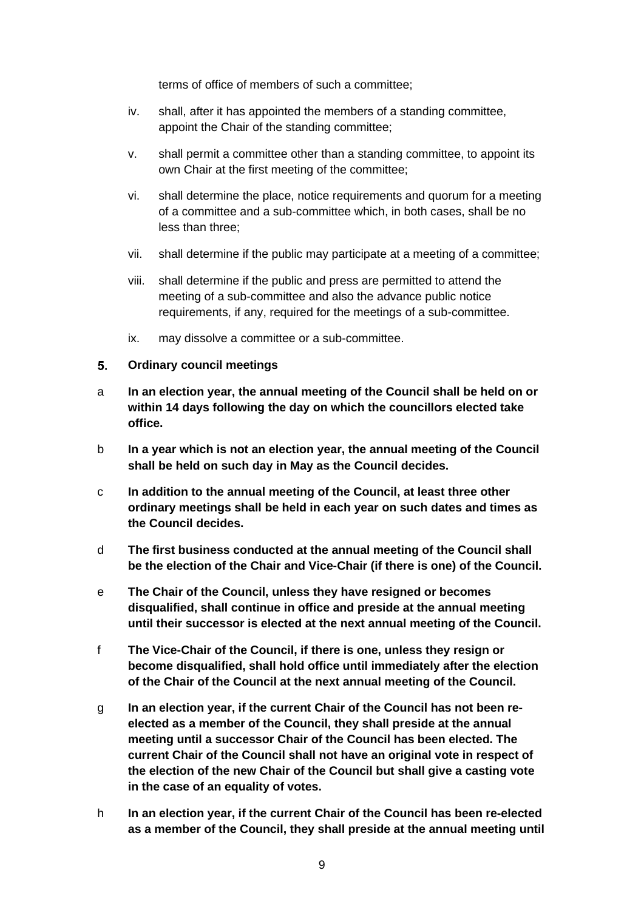terms of office of members of such a committee;

iv. shall, after it has appointed the members of a standing committee, appoint the Chair of the standing committee;

v. shall permit a committee other than a standing committee, to appoint its own Chair at the first meeting of the committee;

vi. shall determine the place, notice requirements and quorum for a meeting of a committee and a sub-committee which, in both cases, shall be no less than three;

vii. shall determine if the public may participate at a meeting of a committee;

viii. shall determine if the public and press are permitted to attend the meeting of a sub-committee and also the advance public notice requirements, if any, required for the meetings of a sub-committee.

ix. may dissolve a committee or a sub-committee.

## 5. Ordinary council meetings

a **In an election year, the annual meeting of the Council shall be held on or within 14 days following the day on which the councillors elected take office.**

b **In a year which is not an election year, the annual meeting of the Council shall be held on such day in May as the Council decides.**

c **In addition to the annual meeting of the Council, at least three other ordinary meetings shall be held in each year on such dates and times as the Council decides.**

d **The first business conducted at the annual meeting of the Council shall be the election of the Chair and Vice-Chair (if there is one) of the Council.**

e **The Chair of the Council, unless they have resigned or becomes disqualified, shall continue in office and preside at the annual meeting until their successor is elected at the next annual meeting of the Council.**

f **The Vice-Chair of the Council, if there is one, unless they resign or become disqualified, shall hold office until immediately after the election of the Chair of the Council at the next annual meeting of the Council.**

g **In an election year, if the current Chair of the Council has not been re-elected as a member of the Council, they shall preside at the annual meeting until a successor Chair of the Council has been elected. The current Chair of the Council shall not have an original vote in respect of the election of the new Chair of the Council but shall give a casting vote in the case of an equality of votes.**

h **In an election year, if the current Chair of the Council has been re-elected as a member of the Council, they shall preside at the annual meeting until**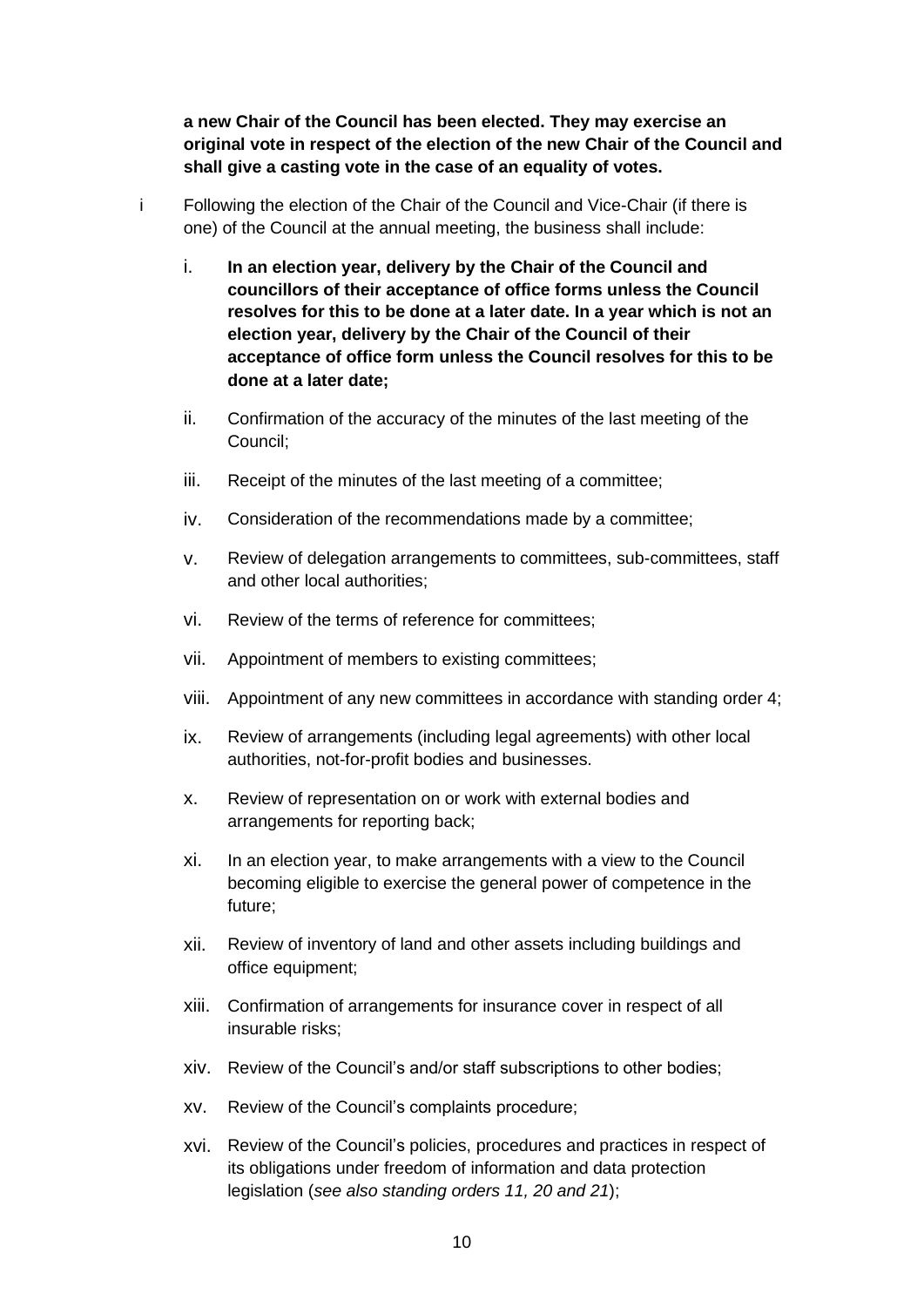**a new Chair of the Council has been elected. They may exercise an original vote in respect of the election of the new Chair of the Council and shall give a casting vote in the case of an equality of votes.**

i Following the election of the Chair of the Council and Vice-Chair (if there is one) of the Council at the annual meeting, the business shall include:

i. **In an election year, delivery by the Chair of the Council and councillors of their acceptance of office forms unless the Council resolves for this to be done at a later date. In a year which is not an election year, delivery by the Chair of the Council of their acceptance of office form unless the Council resolves for this to be done at a later date;**

ii. Confirmation of the accuracy of the minutes of the last meeting of the Council;

iii. Receipt of the minutes of the last meeting of a committee;

iv. Consideration of the recommendations made by a committee;

v. Review of delegation arrangements to committees, sub-committees, staff and other local authorities;

vi. Review of the terms of reference for committees;

vii. Appointment of members to existing committees;

viii. Appointment of any new committees in accordance with standing order 4;

ix. Review of arrangements (including legal agreements) with other local authorities, not-for-profit bodies and businesses.

x. Review of representation on or work with external bodies and arrangements for reporting back;

xi. In an election year, to make arrangements with a view to the Council becoming eligible to exercise the general power of competence in the future;

xii. Review of inventory of land and other assets including buildings and office equipment;

xiii. Confirmation of arrangements for insurance cover in respect of all insurable risks;

xiv. Review of the Council's and/or staff subscriptions to other bodies;

xv. Review of the Council's complaints procedure;

xvi. Review of the Council's policies, procedures and practices in respect of its obligations under freedom of information and data protection legislation (*see also standing orders 11, 20 and 21*);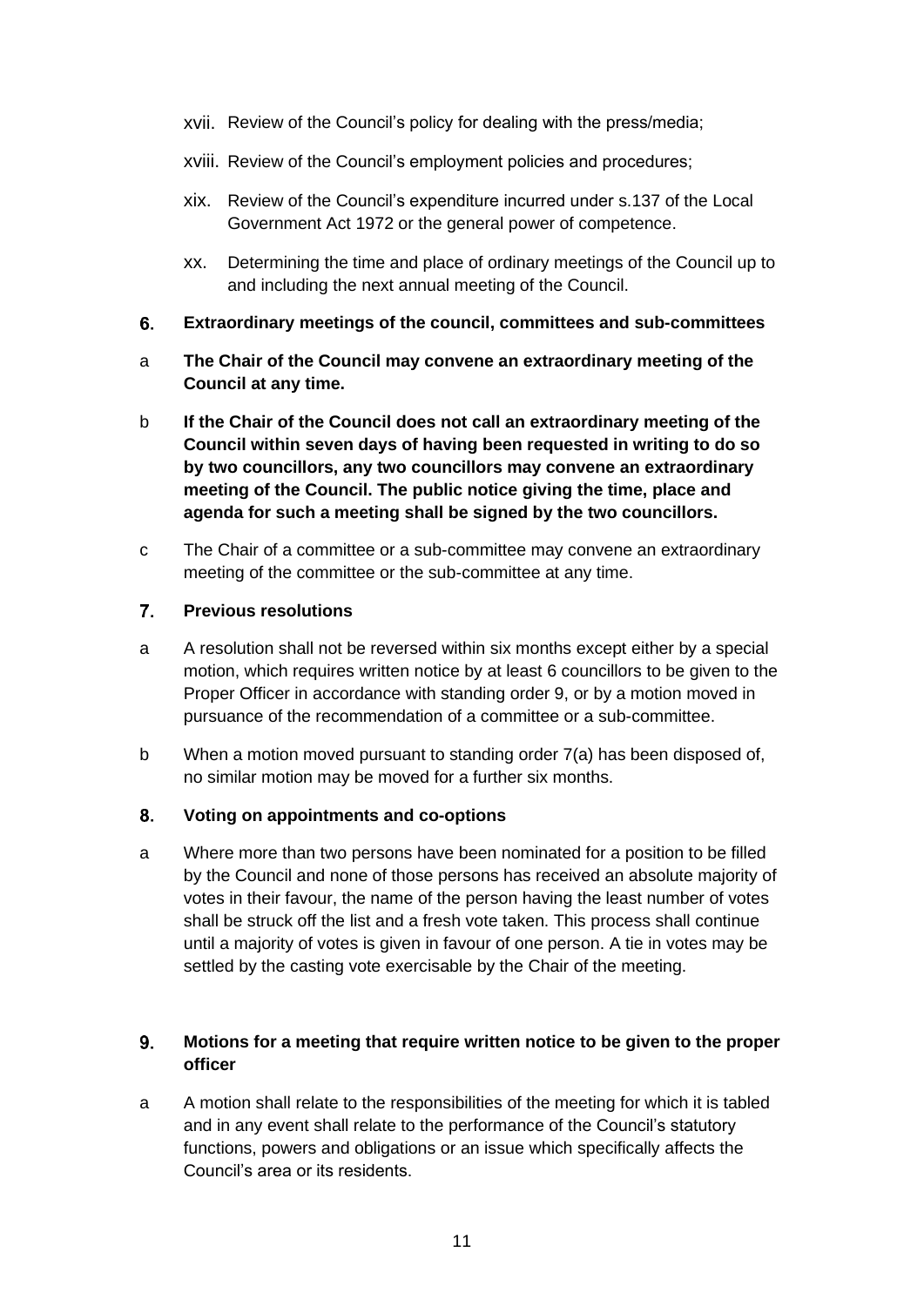xvii. Review of the Council's policy for dealing with the press/media;

xviii. Review of the Council's employment policies and procedures;

xix. Review of the Council's expenditure incurred under s.137 of the Local Government Act 1972 or the general power of competence.

xx. Determining the time and place of ordinary meetings of the Council up to and including the next annual meeting of the Council.

## 6. Extraordinary meetings of the council, committees and sub-committees

a **The Chair of the Council may convene an extraordinary meeting of the Council at any time.**

b **If the Chair of the Council does not call an extraordinary meeting of the Council within seven days of having been requested in writing to do so by two councillors, any two councillors may convene an extraordinary meeting of the Council. The public notice giving the time, place and agenda for such a meeting shall be signed by the two councillors.**

c The Chair of a committee or a sub-committee may convene an extraordinary meeting of the committee or the sub-committee at any time.

## 7. Previous resolutions

a A resolution shall not be reversed within six months except either by a special motion, which requires written notice by at least 6 councillors to be given to the Proper Officer in accordance with standing order 9, or by a motion moved in pursuance of the recommendation of a committee or a sub-committee.

b When a motion moved pursuant to standing order 7(a) has been disposed of, no similar motion may be moved for a further six months.

## 8. Voting on appointments and co-options

a Where more than two persons have been nominated for a position to be filled by the Council and none of those persons has received an absolute majority of votes in their favour, the name of the person having the least number of votes shall be struck off the list and a fresh vote taken. This process shall continue until a majority of votes is given in favour of one person. A tie in votes may be settled by the casting vote exercisable by the Chair of the meeting.

## 9. Motions for a meeting that require written notice to be given to the proper officer

a A motion shall relate to the responsibilities of the meeting for which it is tabled and in any event shall relate to the performance of the Council's statutory functions, powers and obligations or an issue which specifically affects the Council's area or its residents.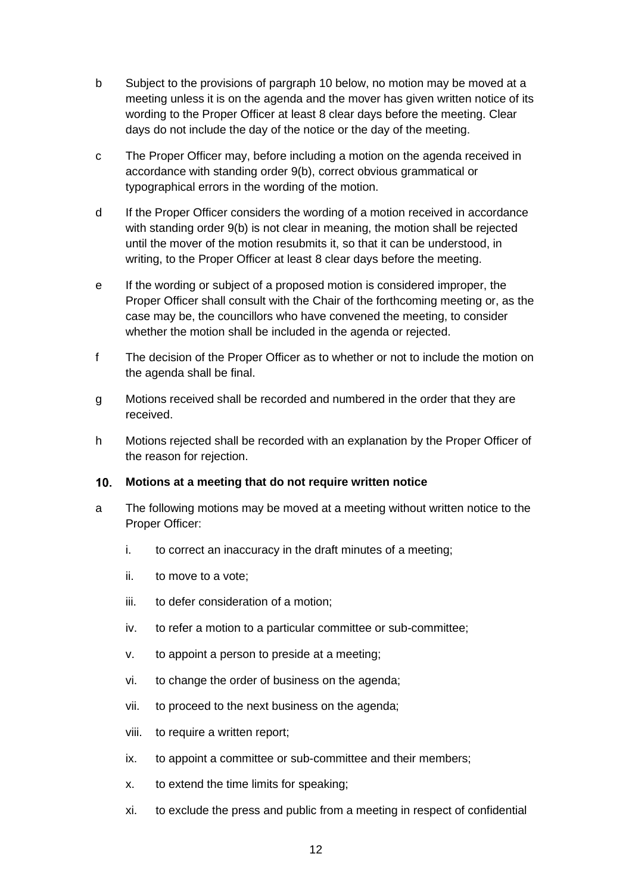b Subject to the provisions of pargraph 10 below, no motion may be moved at a meeting unless it is on the agenda and the mover has given written notice of its wording to the Proper Officer at least 8 clear days before the meeting. Clear days do not include the day of the notice or the day of the meeting.

c The Proper Officer may, before including a motion on the agenda received in accordance with standing order 9(b), correct obvious grammatical or typographical errors in the wording of the motion.

d If the Proper Officer considers the wording of a motion received in accordance with standing order 9(b) is not clear in meaning, the motion shall be rejected until the mover of the motion resubmits it, so that it can be understood, in writing, to the Proper Officer at least 8 clear days before the meeting.

e If the wording or subject of a proposed motion is considered improper, the Proper Officer shall consult with the Chair of the forthcoming meeting or, as the case may be, the councillors who have convened the meeting, to consider whether the motion shall be included in the agenda or rejected.

f The decision of the Proper Officer as to whether or not to include the motion on the agenda shall be final.

g Motions received shall be recorded and numbered in the order that they are received.

h Motions rejected shall be recorded with an explanation by the Proper Officer of the reason for rejection.

## 10. Motions at a meeting that do not require written notice

a The following motions may be moved at a meeting without written notice to the Proper Officer:

   i. to correct an inaccuracy in the draft minutes of a meeting;

   ii. to move to a vote;

   iii. to defer consideration of a motion;

   iv. to refer a motion to a particular committee or sub-committee;

   v. to appoint a person to preside at a meeting;

   vi. to change the order of business on the agenda;

   vii. to proceed to the next business on the agenda;

   viii. to require a written report;

   ix. to appoint a committee or sub-committee and their members;

   x. to extend the time limits for speaking;

   xi. to exclude the press and public from a meeting in respect of confidential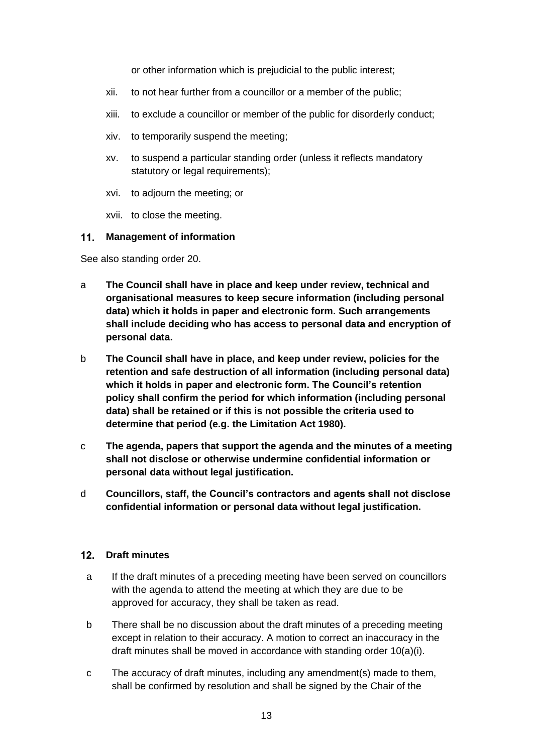or other information which is prejudicial to the public interest;

xii. to not hear further from a councillor or a member of the public;

xiii. to exclude a councillor or member of the public for disorderly conduct;

xiv. to temporarily suspend the meeting;

xv. to suspend a particular standing order (unless it reflects mandatory statutory or legal requirements);

xvi. to adjourn the meeting; or

xvii. to close the meeting.

## 11. Management of information

See also standing order 20.

a **The Council shall have in place and keep under review, technical and organisational measures to keep secure information (including personal data) which it holds in paper and electronic form. Such arrangements shall include deciding who has access to personal data and encryption of personal data.**

b **The Council shall have in place, and keep under review, policies for the retention and safe destruction of all information (including personal data) which it holds in paper and electronic form. The Council's retention policy shall confirm the period for which information (including personal data) shall be retained or if this is not possible the criteria used to determine that period (e.g. the Limitation Act 1980).**

c **The agenda, papers that support the agenda and the minutes of a meeting shall not disclose or otherwise undermine confidential information or personal data without legal justification.**

d **Councillors, staff, the Council's contractors and agents shall not disclose confidential information or personal data without legal justification.**

## 12. Draft minutes

a If the draft minutes of a preceding meeting have been served on councillors with the agenda to attend the meeting at which they are due to be approved for accuracy, they shall be taken as read.

b There shall be no discussion about the draft minutes of a preceding meeting except in relation to their accuracy. A motion to correct an inaccuracy in the draft minutes shall be moved in accordance with standing order 10(a)(i).

c The accuracy of draft minutes, including any amendment(s) made to them, shall be confirmed by resolution and shall be signed by the Chair of the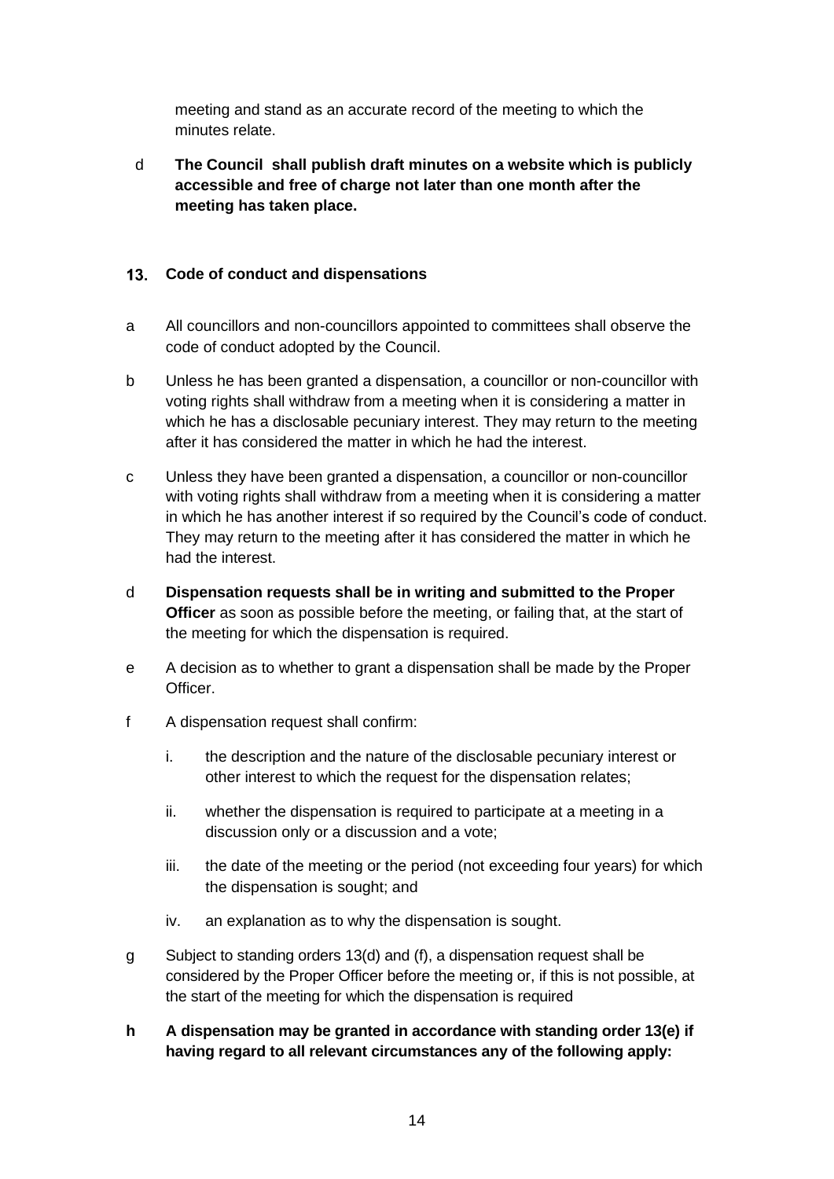meeting and stand as an accurate record of the meeting to which the minutes relate.

d **The Council shall publish draft minutes on a website which is publicly accessible and free of charge not later than one month after the meeting has taken place.**

## 13. Code of conduct and dispensations

a All councillors and non-councillors appointed to committees shall observe the code of conduct adopted by the Council.

b Unless he has been granted a dispensation, a councillor or non-councillor with voting rights shall withdraw from a meeting when it is considering a matter in which he has a disclosable pecuniary interest. They may return to the meeting after it has considered the matter in which he had the interest.

c Unless they have been granted a dispensation, a councillor or non-councillor with voting rights shall withdraw from a meeting when it is considering a matter in which he has another interest if so required by the Council's code of conduct. They may return to the meeting after it has considered the matter in which he had the interest.

d **Dispensation requests shall be in writing and submitted to the Proper Officer** as soon as possible before the meeting, or failing that, at the start of the meeting for which the dispensation is required.

e A decision as to whether to grant a dispensation shall be made by the Proper Officer.

f A dispensation request shall confirm:

i. the description and the nature of the disclosable pecuniary interest or other interest to which the request for the dispensation relates;

ii. whether the dispensation is required to participate at a meeting in a discussion only or a discussion and a vote;

iii. the date of the meeting or the period (not exceeding four years) for which the dispensation is sought; and

iv. an explanation as to why the dispensation is sought.

g Subject to standing orders 13(d) and (f), a dispensation request shall be considered by the Proper Officer before the meeting or, if this is not possible, at the start of the meeting for which the dispensation is required

**h A dispensation may be granted in accordance with standing order 13(e) if having regard to all relevant circumstances any of the following apply:**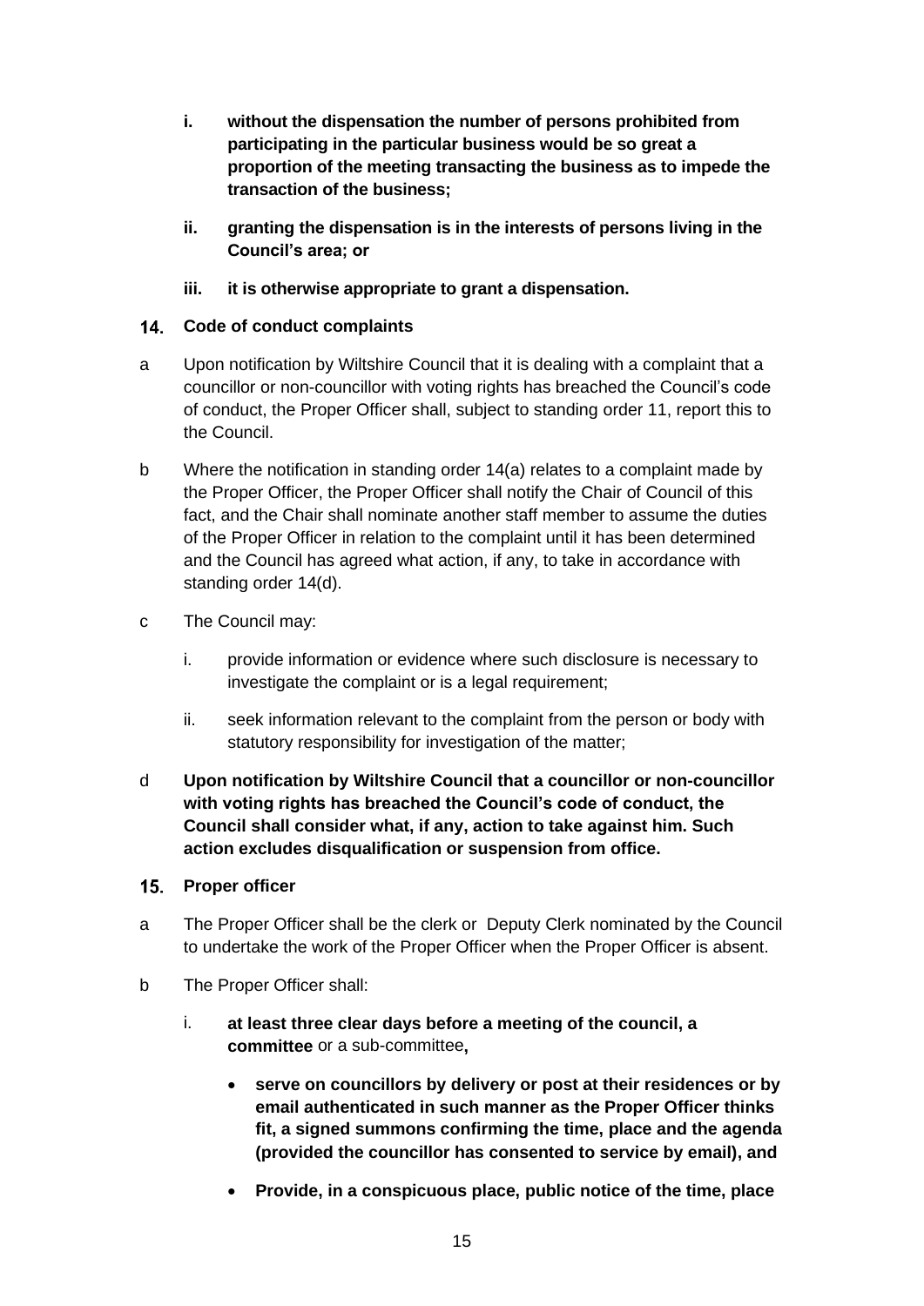**i. without the dispensation the number of persons prohibited from participating in the particular business would be so great a proportion of the meeting transacting the business as to impede the transaction of the business;**

**ii. granting the dispensation is in the interests of persons living in the Council's area; or**

**iii. it is otherwise appropriate to grant a dispensation.**

## 14. Code of conduct complaints

a Upon notification by Wiltshire Council that it is dealing with a complaint that a councillor or non-councillor with voting rights has breached the Council's code of conduct, the Proper Officer shall, subject to standing order 11, report this to the Council.

b Where the notification in standing order 14(a) relates to a complaint made by the Proper Officer, the Proper Officer shall notify the Chair of Council of this fact, and the Chair shall nominate another staff member to assume the duties of the Proper Officer in relation to the complaint until it has been determined and the Council has agreed what action, if any, to take in accordance with standing order 14(d).

c The Council may:

i. provide information or evidence where such disclosure is necessary to investigate the complaint or is a legal requirement;

ii. seek information relevant to the complaint from the person or body with statutory responsibility for investigation of the matter;

d **Upon notification by Wiltshire Council that a councillor or non-councillor with voting rights has breached the Council's code of conduct, the Council shall consider what, if any, action to take against him. Such action excludes disqualification or suspension from office.**

## 15. Proper officer

a The Proper Officer shall be the clerk or Deputy Clerk nominated by the Council to undertake the work of the Proper Officer when the Proper Officer is absent.

b The Proper Officer shall:

i. **at least three clear days before a meeting of the council, a committee** or a sub-committee**,**

- **serve on councillors by delivery or post at their residences or by email authenticated in such manner as the Proper Officer thinks fit, a signed summons confirming the time, place and the agenda (provided the councillor has consented to service by email), and**
- **Provide, in a conspicuous place, public notice of the time, place**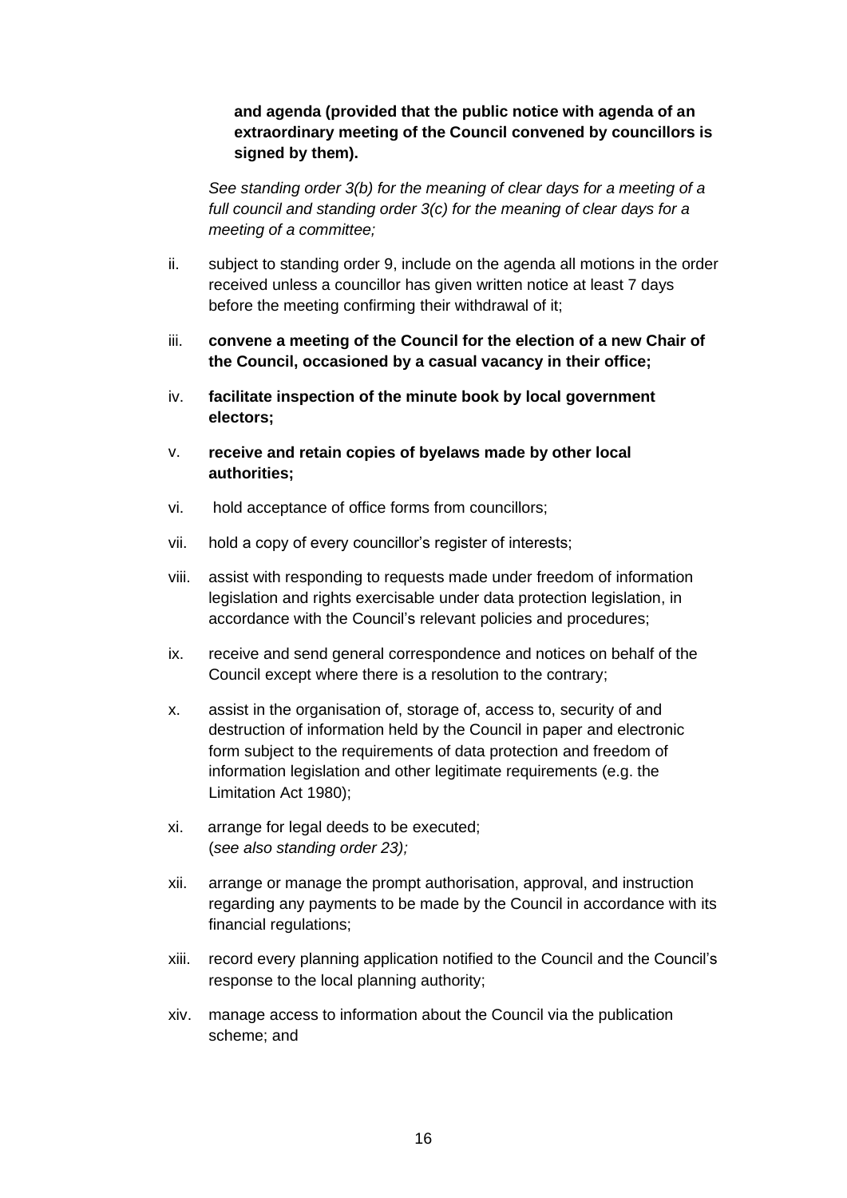**and agenda (provided that the public notice with agenda of an extraordinary meeting of the Council convened by councillors is signed by them).**

*See standing order 3(b) for the meaning of clear days for a meeting of a full council and standing order 3(c) for the meaning of clear days for a meeting of a committee;*

ii. subject to standing order 9, include on the agenda all motions in the order received unless a councillor has given written notice at least 7 days before the meeting confirming their withdrawal of it;

iii. **convene a meeting of the Council for the election of a new Chair of the Council, occasioned by a casual vacancy in their office;**

iv. **facilitate inspection of the minute book by local government electors;**

v. **receive and retain copies of byelaws made by other local authorities;**

vi. hold acceptance of office forms from councillors;

vii. hold a copy of every councillor's register of interests;

viii. assist with responding to requests made under freedom of information legislation and rights exercisable under data protection legislation, in accordance with the Council's relevant policies and procedures;

ix. receive and send general correspondence and notices on behalf of the Council except where there is a resolution to the contrary;

x. assist in the organisation of, storage of, access to, security of and destruction of information held by the Council in paper and electronic form subject to the requirements of data protection and freedom of information legislation and other legitimate requirements (e.g. the Limitation Act 1980);

xi. arrange for legal deeds to be executed;
(*see also standing order 23);*

xii. arrange or manage the prompt authorisation, approval, and instruction regarding any payments to be made by the Council in accordance with its financial regulations;

xiii. record every planning application notified to the Council and the Council's response to the local planning authority;

xiv. manage access to information about the Council via the publication scheme; and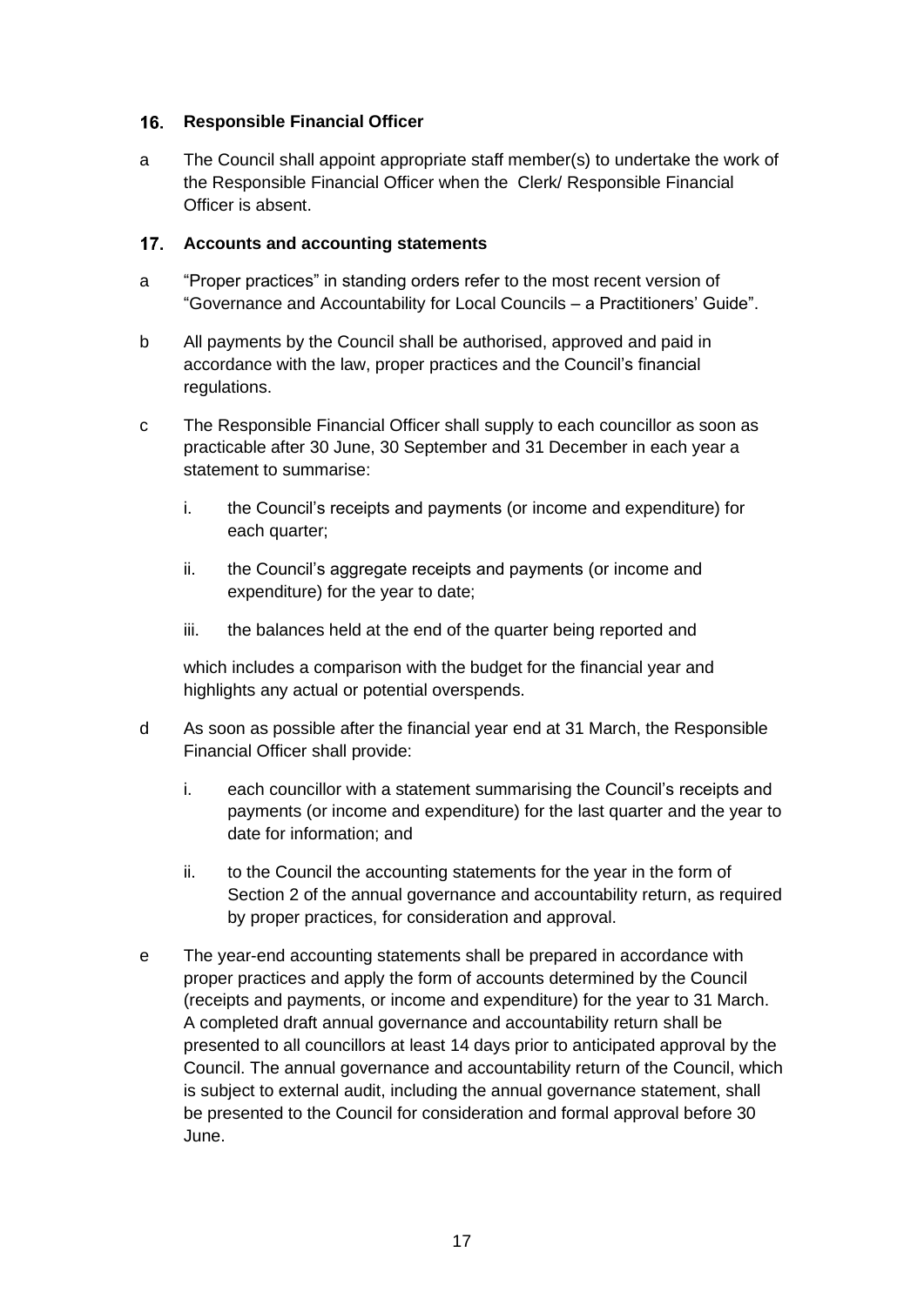## 16. Responsible Financial Officer

a The Council shall appoint appropriate staff member(s) to undertake the work of the Responsible Financial Officer when the Clerk/ Responsible Financial Officer is absent.

## 17. Accounts and accounting statements

a "Proper practices" in standing orders refer to the most recent version of "Governance and Accountability for Local Councils – a Practitioners' Guide".

b All payments by the Council shall be authorised, approved and paid in accordance with the law, proper practices and the Council's financial regulations.

c The Responsible Financial Officer shall supply to each councillor as soon as practicable after 30 June, 30 September and 31 December in each year a statement to summarise:

   i. the Council's receipts and payments (or income and expenditure) for each quarter;

   ii. the Council's aggregate receipts and payments (or income and expenditure) for the year to date;

   iii. the balances held at the end of the quarter being reported and

   which includes a comparison with the budget for the financial year and highlights any actual or potential overspends.

d As soon as possible after the financial year end at 31 March, the Responsible Financial Officer shall provide:

   i. each councillor with a statement summarising the Council's receipts and payments (or income and expenditure) for the last quarter and the year to date for information; and

   ii. to the Council the accounting statements for the year in the form of Section 2 of the annual governance and accountability return, as required by proper practices, for consideration and approval.

e The year-end accounting statements shall be prepared in accordance with proper practices and apply the form of accounts determined by the Council (receipts and payments, or income and expenditure) for the year to 31 March. A completed draft annual governance and accountability return shall be presented to all councillors at least 14 days prior to anticipated approval by the Council. The annual governance and accountability return of the Council, which is subject to external audit, including the annual governance statement, shall be presented to the Council for consideration and formal approval before 30 June.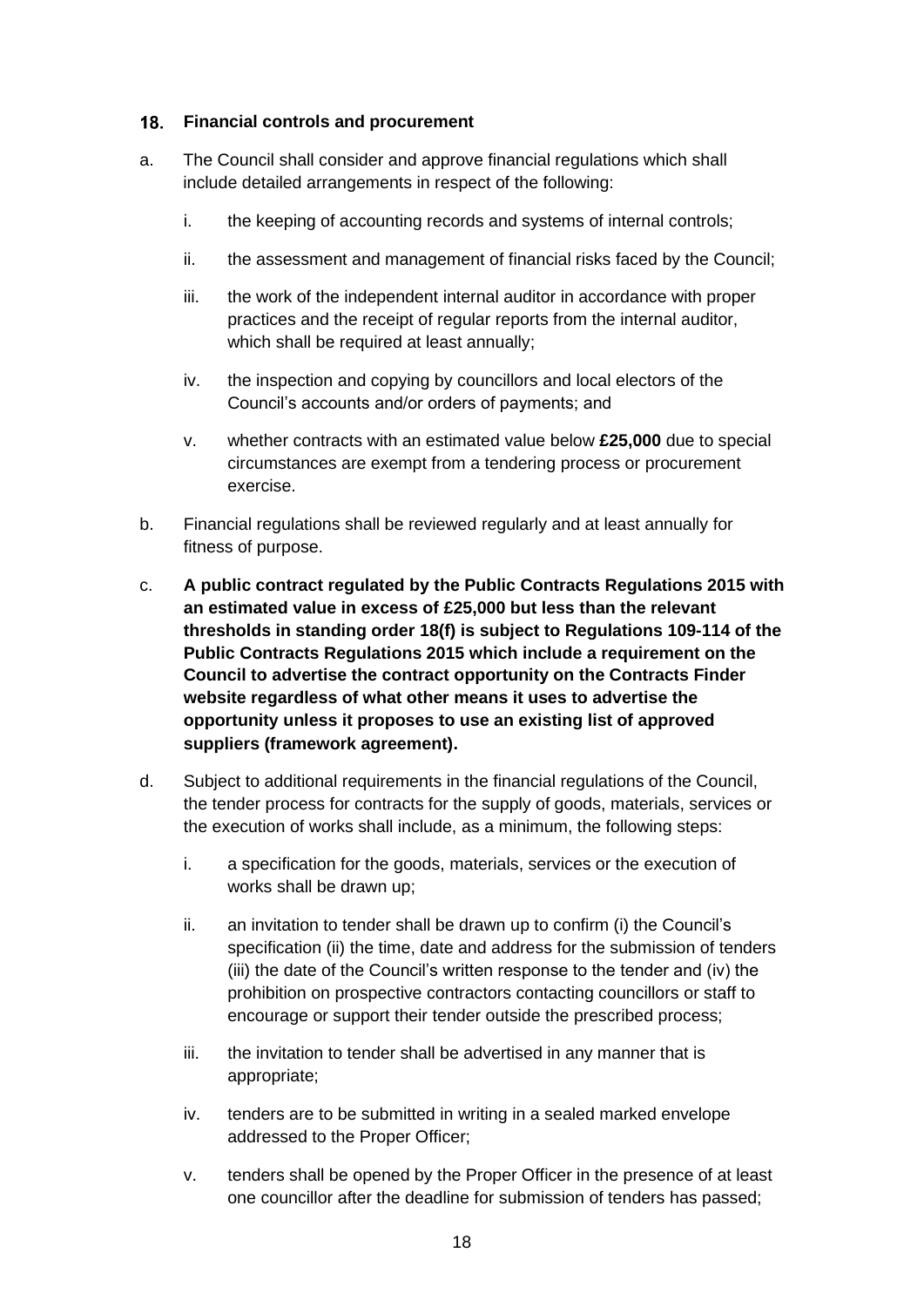## 18. Financial controls and procurement

a. The Council shall consider and approve financial regulations which shall include detailed arrangements in respect of the following:

   i. the keeping of accounting records and systems of internal controls;

   ii. the assessment and management of financial risks faced by the Council;

   iii. the work of the independent internal auditor in accordance with proper practices and the receipt of regular reports from the internal auditor, which shall be required at least annually;

   iv. the inspection and copying by councillors and local electors of the Council's accounts and/or orders of payments; and

   v. whether contracts with an estimated value below **£25,000** due to special circumstances are exempt from a tendering process or procurement exercise.

b. Financial regulations shall be reviewed regularly and at least annually for fitness of purpose.

c. **A public contract regulated by the Public Contracts Regulations 2015 with an estimated value in excess of £25,000 but less than the relevant thresholds in standing order 18(f) is subject to Regulations 109-114 of the Public Contracts Regulations 2015 which include a requirement on the Council to advertise the contract opportunity on the Contracts Finder website regardless of what other means it uses to advertise the opportunity unless it proposes to use an existing list of approved suppliers (framework agreement).**

d. Subject to additional requirements in the financial regulations of the Council, the tender process for contracts for the supply of goods, materials, services or the execution of works shall include, as a minimum, the following steps:

   i. a specification for the goods, materials, services or the execution of works shall be drawn up;

   ii. an invitation to tender shall be drawn up to confirm (i) the Council's specification (ii) the time, date and address for the submission of tenders (iii) the date of the Council's written response to the tender and (iv) the prohibition on prospective contractors contacting councillors or staff to encourage or support their tender outside the prescribed process;

   iii. the invitation to tender shall be advertised in any manner that is appropriate;

   iv. tenders are to be submitted in writing in a sealed marked envelope addressed to the Proper Officer;

   v. tenders shall be opened by the Proper Officer in the presence of at least one councillor after the deadline for submission of tenders has passed;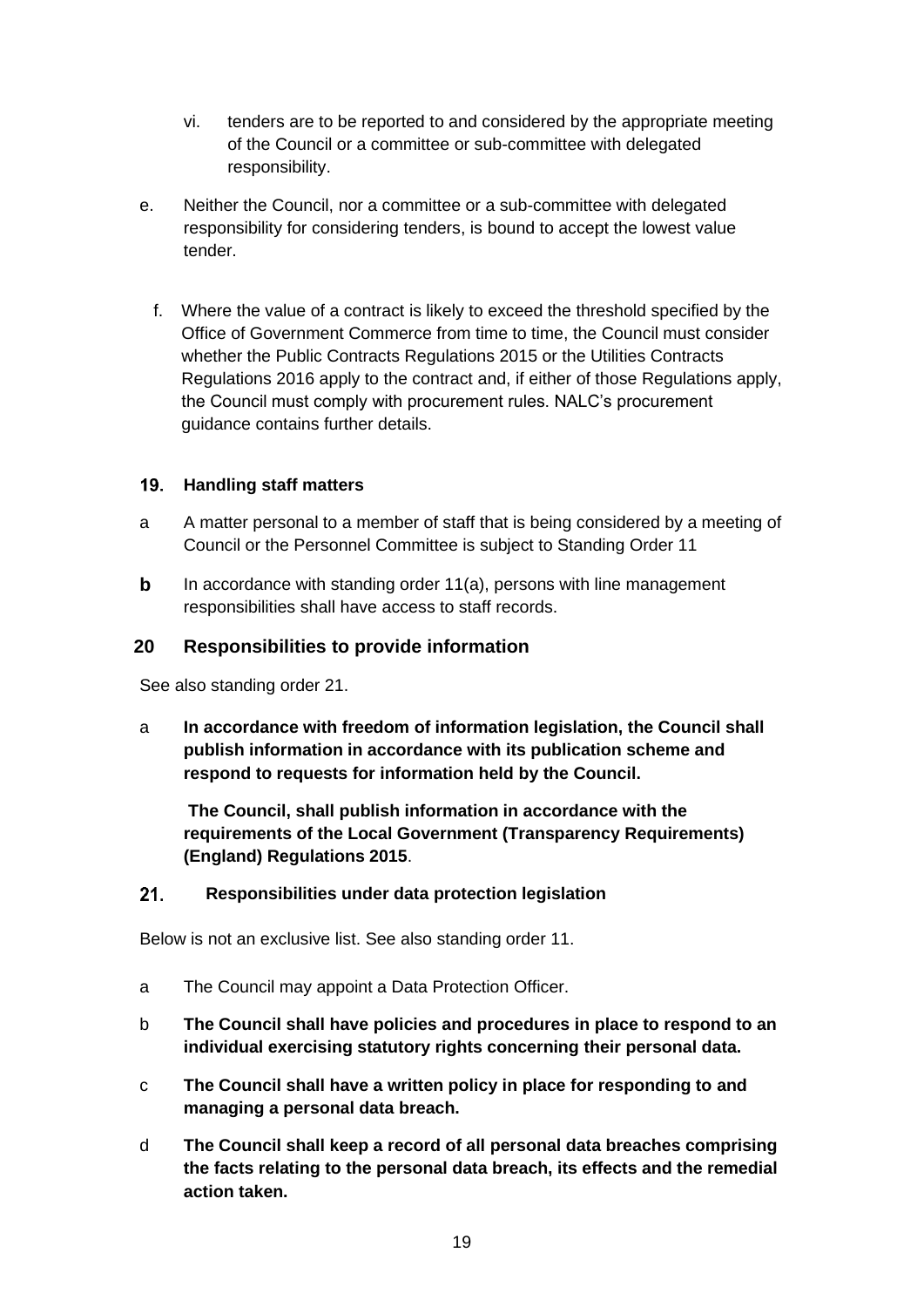vi. tenders are to be reported to and considered by the appropriate meeting of the Council or a committee or sub-committee with delegated responsibility.

e. Neither the Council, nor a committee or a sub-committee with delegated responsibility for considering tenders, is bound to accept the lowest value tender.

f. Where the value of a contract is likely to exceed the threshold specified by the Office of Government Commerce from time to time, the Council must consider whether the Public Contracts Regulations 2015 or the Utilities Contracts Regulations 2016 apply to the contract and, if either of those Regulations apply, the Council must comply with procurement rules. NALC's procurement guidance contains further details.

## 19. Handling staff matters

a A matter personal to a member of staff that is being considered by a meeting of Council or the Personnel Committee is subject to Standing Order 11

**b** In accordance with standing order 11(a), persons with line management responsibilities shall have access to staff records.

## 20 Responsibilities to provide information

See also standing order 21.

a **In accordance with freedom of information legislation, the Council shall publish information in accordance with its publication scheme and respond to requests for information held by the Council.**

**The Council, shall publish information in accordance with the requirements of the Local Government (Transparency Requirements) (England) Regulations 2015**.

## 21. Responsibilities under data protection legislation

Below is not an exclusive list. See also standing order 11.

a The Council may appoint a Data Protection Officer.

b **The Council shall have policies and procedures in place to respond to an individual exercising statutory rights concerning their personal data.**

c **The Council shall have a written policy in place for responding to and managing a personal data breach.**

d **The Council shall keep a record of all personal data breaches comprising the facts relating to the personal data breach, its effects and the remedial action taken.**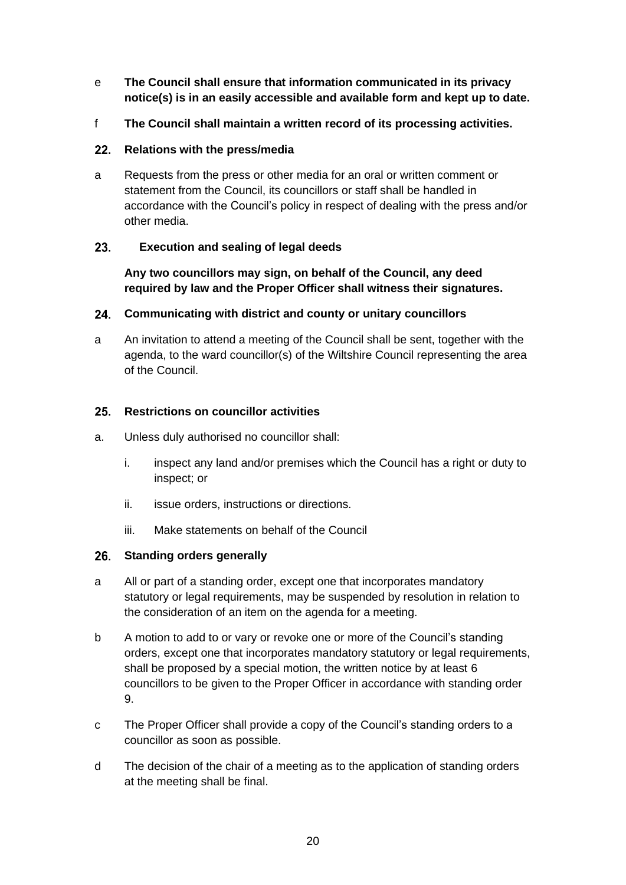e **The Council shall ensure that information communicated in its privacy notice(s) is in an easily accessible and available form and kept up to date.**

f **The Council shall maintain a written record of its processing activities.**

## 22. Relations with the press/media

a Requests from the press or other media for an oral or written comment or statement from the Council, its councillors or staff shall be handled in accordance with the Council's policy in respect of dealing with the press and/or other media.

## 23. Execution and sealing of legal deeds

**Any two councillors may sign, on behalf of the Council, any deed required by law and the Proper Officer shall witness their signatures.**

## 24. Communicating with district and county or unitary councillors

a An invitation to attend a meeting of the Council shall be sent, together with the agenda, to the ward councillor(s) of the Wiltshire Council representing the area of the Council.

## 25. Restrictions on councillor activities

a. Unless duly authorised no councillor shall:

   i. inspect any land and/or premises which the Council has a right or duty to inspect; or

   ii. issue orders, instructions or directions.

   iii. Make statements on behalf of the Council

## 26. Standing orders generally

a All or part of a standing order, except one that incorporates mandatory statutory or legal requirements, may be suspended by resolution in relation to the consideration of an item on the agenda for a meeting.

b A motion to add to or vary or revoke one or more of the Council's standing orders, except one that incorporates mandatory statutory or legal requirements, shall be proposed by a special motion, the written notice by at least 6 councillors to be given to the Proper Officer in accordance with standing order 9.

c The Proper Officer shall provide a copy of the Council's standing orders to a councillor as soon as possible.

d The decision of the chair of a meeting as to the application of standing orders at the meeting shall be final.